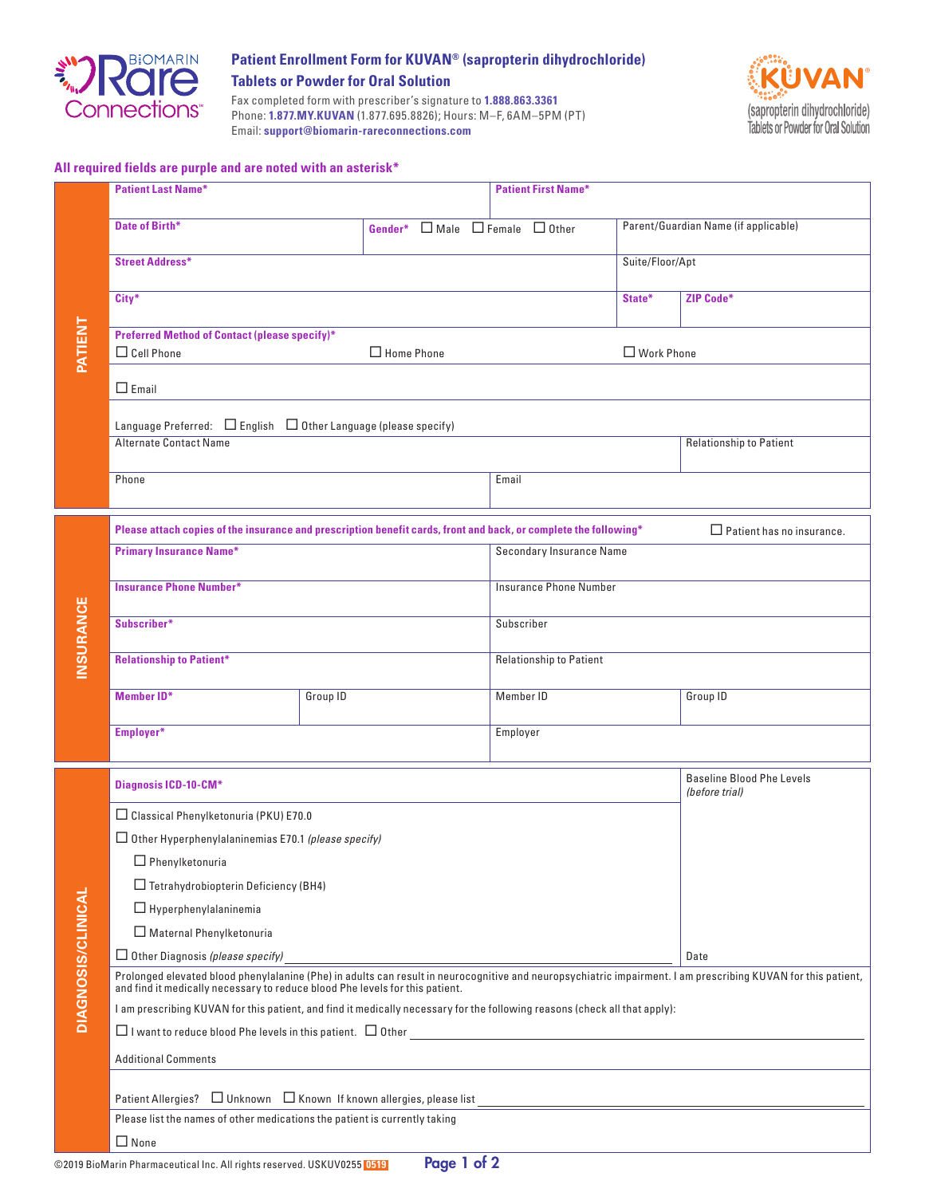# Patient Enrollment Form for KUVAN® (sapropterin dihydrochloride) Tablets or Powder for Oral Solution

Fax completed form with prescriber's signature to **1.888.863.3361**
Phone: **1.877.MY.KUVAN** (1.877.695.8826); Hours: M–F, 6AM–5PM (PT)
Email: **support@biomarin-rareconnections.com**

**All required fields are purple and are noted with an asterisk***

## PATIENT

| | | | |
|---|---|---|---|
| **Patient Last Name*** | | **Patient First Name*** | |
| **Date of Birth*** | **Gender*** ☐ Male ☐ Female ☐ Other | | Parent/Guardian Name (if applicable) |
| **Street Address*** | | | Suite/Floor/Apt |
| **City*** | | **State*** | **ZIP Code*** |

**Preferred Method of Contact (please specify)***
☐ Cell Phone ☐ Home Phone ☐ Work Phone

☐ Email

Language Preferred: ☐ English ☐ Other Language (please specify)

| | |
|---|---|
| Alternate Contact Name | Relationship to Patient |
| Phone | Email |

## INSURANCE

**Please attach copies of the insurance and prescription benefit cards, front and back, or complete the following*** ☐ Patient has no insurance.

| | | | |
|---|---|---|---|
| **Primary Insurance Name*** | | Secondary Insurance Name | |
| **Insurance Phone Number*** | | Insurance Phone Number | |
| **Subscriber*** | | Subscriber | |
| **Relationship to Patient*** | | Relationship to Patient | |
| **Member ID*** | Group ID | Member ID | Group ID |
| **Employer*** | | Employer | |

## DIAGNOSIS/CLINICAL

**Diagnosis ICD-10-CM***

Baseline Blood Phe Levels *(before trial)*

☐ Classical Phenylketonuria (PKU) E70.0

☐ Other Hyperphenylalaninemias E70.1 *(please specify)*

- ☐ Phenylketonuria
- ☐ Tetrahydrobiopterin Deficiency (BH4)
- ☐ Hyperphenylalaninemia
- ☐ Maternal Phenylketonuria

☐ Other Diagnosis *(please specify)* ____________________

Date

Prolonged elevated blood phenylalanine (Phe) in adults can result in neurocognitive and neuropsychiatric impairment. I am prescribing KUVAN for this patient, and find it medically necessary to reduce blood Phe levels for this patient.

I am prescribing KUVAN for this patient, and find it medically necessary for the following reasons (check all that apply):

☐ I want to reduce blood Phe levels in this patient. ☐ Other ____________________

Additional Comments

Patient Allergies? ☐ Unknown ☐ Known If known allergies, please list ____________________

Please list the names of other medications the patient is currently taking

☐ None

©2019 BioMarin Pharmaceutical Inc. All rights reserved. USKUV0255 0519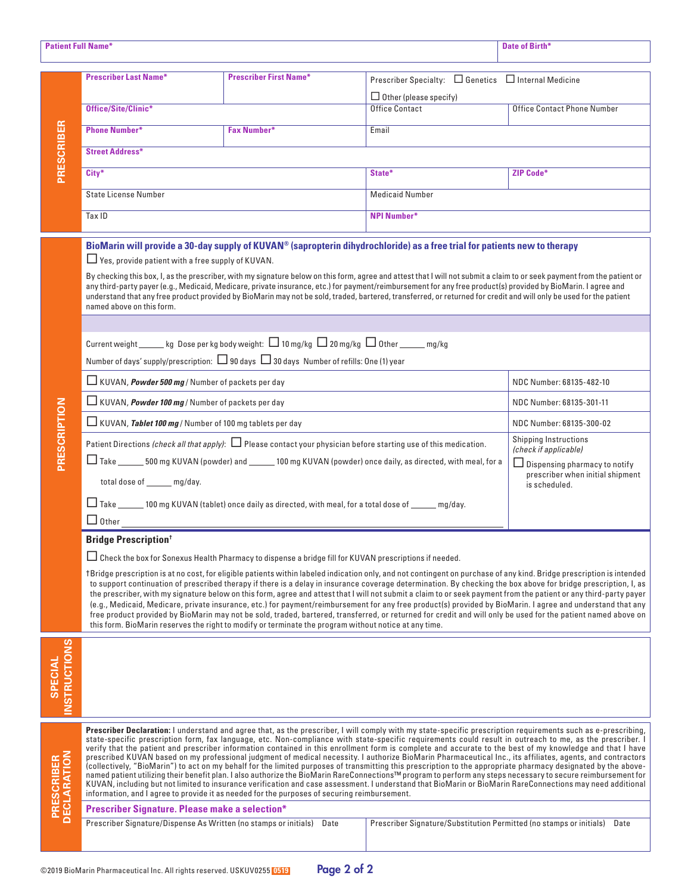| Patient Full Name* | Date of Birth* |
|---|---|
| | |

## PRESCRIBER

| | | | |
|---|---|---|---|
| Prescriber Last Name* | Prescriber First Name* | Prescriber Specialty: ☐ Genetics ☐ Internal Medicine ☐ Other (please specify) | |
| Office/Site/Clinic* | | Office Contact | Office Contact Phone Number |
| Phone Number* | Fax Number* | Email | |
| Street Address* | | | |
| City* | | State* | ZIP Code* |
| State License Number | | Medicaid Number | |
| Tax ID | | NPI Number* | |

## PRESCRIPTION

**BioMarin will provide a 30-day supply of KUVAN® (sapropterin dihydrochloride) as a free trial for patients new to therapy**

☐ Yes, provide patient with a free supply of KUVAN.

By checking this box, I, as the prescriber, with my signature below on this form, agree and attest that I will not submit a claim to or seek payment from the patient or any third-party payer (e.g., Medicaid, Medicare, private insurance, etc.) for payment/reimbursement for any free product(s) provided by BioMarin. I agree and understand that any free product provided by BioMarin may not be sold, traded, bartered, transferred, or returned for credit and will only be used for the patient named above on this form.

Current weight ______ kg Dose per kg body weight: ☐ 10 mg/kg ☐ 20 mg/kg ☐ Other ______ mg/kg

Number of days' supply/prescription: ☐ 90 days ☐ 30 days Number of refills: One (1) year

| | |
|---|---|
| ☐ KUVAN, ***Powder 500 mg*** / Number of packets per day | NDC Number: 68135-482-10 |
| ☐ KUVAN, ***Powder 100 mg*** / Number of packets per day | NDC Number: 68135-301-11 |
| ☐ KUVAN, ***Tablet 100 mg*** / Number of 100 mg tablets per day | NDC Number: 68135-300-02 |

Patient Directions *(check all that apply)*: ☐ Please contact your physician before starting use of this medication.

☐ Take ______ 500 mg KUVAN (powder) and ______ 100 mg KUVAN (powder) once daily, as directed, with meal, for a total dose of ______ mg/day.

☐ Take ______ 100 mg KUVAN (tablet) once daily as directed, with meal, for a total dose of ______ mg/day.

☐ Other ____________________

Shipping Instructions *(check if applicable)*

☐ Dispensing pharmacy to notify prescriber when initial shipment is scheduled.

### Bridge Prescription†

☐ Check the box for Sonexus Health Pharmacy to dispense a bridge fill for KUVAN prescriptions if needed.

†Bridge prescription is at no cost, for eligible patients within labeled indication only, and not contingent on purchase of any kind. Bridge prescription is intended to support continuation of prescribed therapy if there is a delay in insurance coverage determination. By checking the box above for bridge prescription, I, as the prescriber, with my signature below on this form, agree and attest that I will not submit a claim to or seek payment from the patient or any third-party payer (e.g., Medicaid, Medicare, private insurance, etc.) for payment/reimbursement for any free product(s) provided by BioMarin. I agree and understand that any free product provided by BioMarin may not be sold, traded, bartered, transferred, or returned for credit and will only be used for the patient named above on this form. BioMarin reserves the right to modify or terminate the program without notice at any time.

## SPECIAL INSTRUCTIONS

## PRESCRIBER DECLARATION

**Prescriber Declaration:** I understand and agree that, as the prescriber, I will comply with my state-specific prescription requirements such as e-prescribing, state-specific prescription form, fax language, etc. Non-compliance with state-specific requirements could result in outreach to me, as the prescriber. I verify that the patient and prescriber information contained in this enrollment form is complete and accurate to the best of my knowledge and that I have prescribed KUVAN based on my professional judgment of medical necessity. I authorize BioMarin Pharmaceutical Inc., its affiliates, agents, and contractors (collectively, "BioMarin") to act on my behalf for the limited purposes of transmitting this prescription to the appropriate pharmacy designated by the above-named patient utilizing their benefit plan. I also authorize the BioMarin RareConnections™ program to perform any steps necessary to secure reimbursement for KUVAN, including but not limited to insurance verification and case assessment. I understand that BioMarin or BioMarin RareConnections may need additional information, and I agree to provide it as needed for the purposes of securing reimbursement.

**Prescriber Signature. Please make a selection***

| Prescriber Signature/Dispense As Written (no stamps or initials) Date | Prescriber Signature/Substitution Permitted (no stamps or initials) Date |
|---|---|
| | |

©2019 BioMarin Pharmaceutical Inc. All rights reserved. USKUV0255 0519